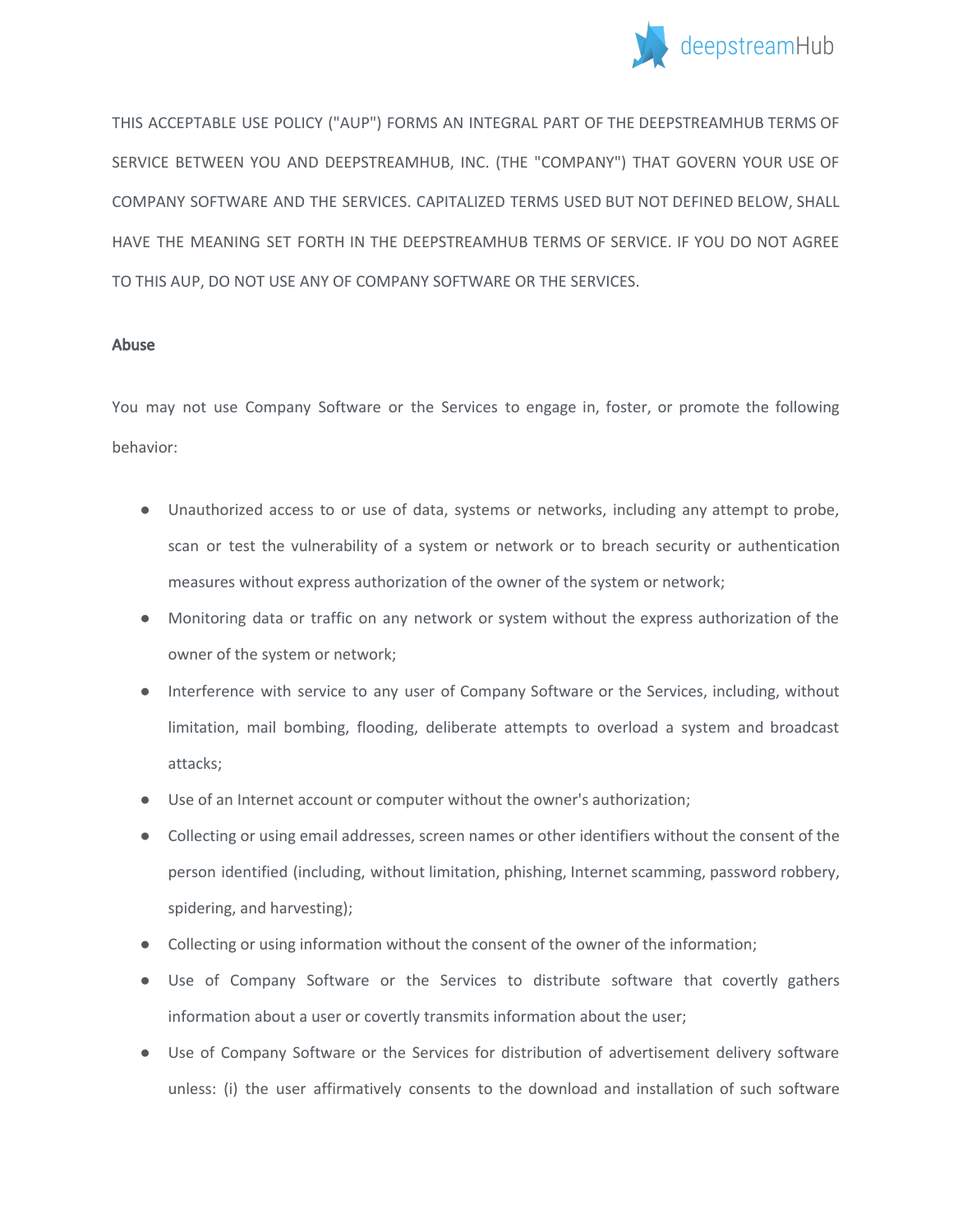THIS ACCEPTABLE USE POLICY ("AUP") FORMS AN INTEGRAL PART OF THE DEEPSTREAMHUB TERMS OF SERVICE BETWEEN YOU AND DEEPSTREAMHUB, INC. (THE "COMPANY") THAT GOVERN YOUR USE OF COMPANY SOFTWARE AND THE SERVICES. CAPITALIZED TERMS USED BUT NOT DEFINED BELOW, SHALL HAVE THE MEANING SET FORTH IN THE DEEPSTREAMHUB TERMS OF SERVICE. IF YOU DO NOT AGREE TO THIS AUP, DO NOT USE ANY OF COMPANY SOFTWARE OR THE SERVICES.

**Abuse**

You may not use Company Software or the Services to engage in, foster, or promote the following behavior:

- Unauthorized access to or use of data, systems or networks, including any attempt to probe, scan or test the vulnerability of a system or network or to breach security or authentication measures without express authorization of the owner of the system or network;
- Monitoring data or traffic on any network or system without the express authorization of the owner of the system or network;
- Interference with service to any user of Company Software or the Services, including, without limitation, mail bombing, flooding, deliberate attempts to overload a system and broadcast attacks;
- Use of an Internet account or computer without the owner's authorization;
- Collecting or using email addresses, screen names or other identifiers without the consent of the person identified (including, without limitation, phishing, Internet scamming, password robbery, spidering, and harvesting);
- Collecting or using information without the consent of the owner of the information;
- Use of Company Software or the Services to distribute software that covertly gathers information about a user or covertly transmits information about the user;
- Use of Company Software or the Services for distribution of advertisement delivery software unless: (i) the user affirmatively consents to the download and installation of such software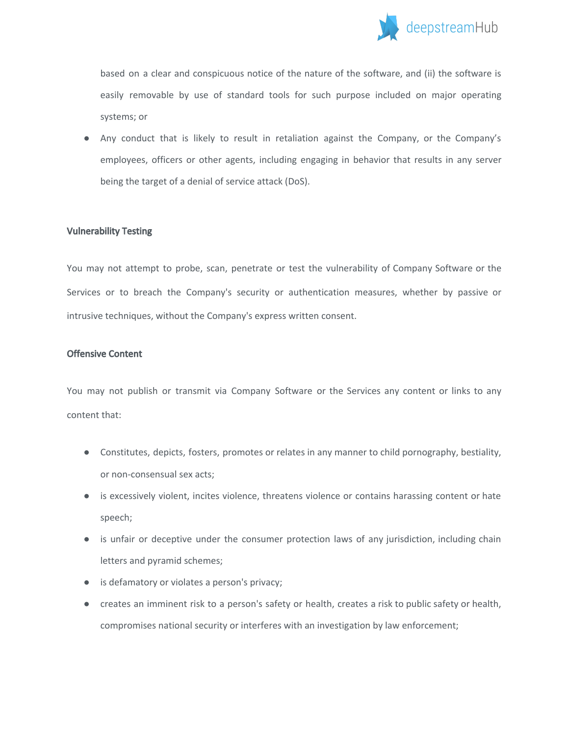based on a clear and conspicuous notice of the nature of the software, and (ii) the software is easily removable by use of standard tools for such purpose included on major operating systems; or

- Any conduct that is likely to result in retaliation against the Company, or the Company's employees, officers or other agents, including engaging in behavior that results in any server being the target of a denial of service attack (DoS).

### Vulnerability Testing

You may not attempt to probe, scan, penetrate or test the vulnerability of Company Software or the Services or to breach the Company's security or authentication measures, whether by passive or intrusive techniques, without the Company's express written consent.

### Offensive Content

You may not publish or transmit via Company Software or the Services any content or links to any content that:

- Constitutes, depicts, fosters, promotes or relates in any manner to child pornography, bestiality, or non-consensual sex acts;
- is excessively violent, incites violence, threatens violence or contains harassing content or hate speech;
- is unfair or deceptive under the consumer protection laws of any jurisdiction, including chain letters and pyramid schemes;
- is defamatory or violates a person's privacy;
- creates an imminent risk to a person's safety or health, creates a risk to public safety or health, compromises national security or interferes with an investigation by law enforcement;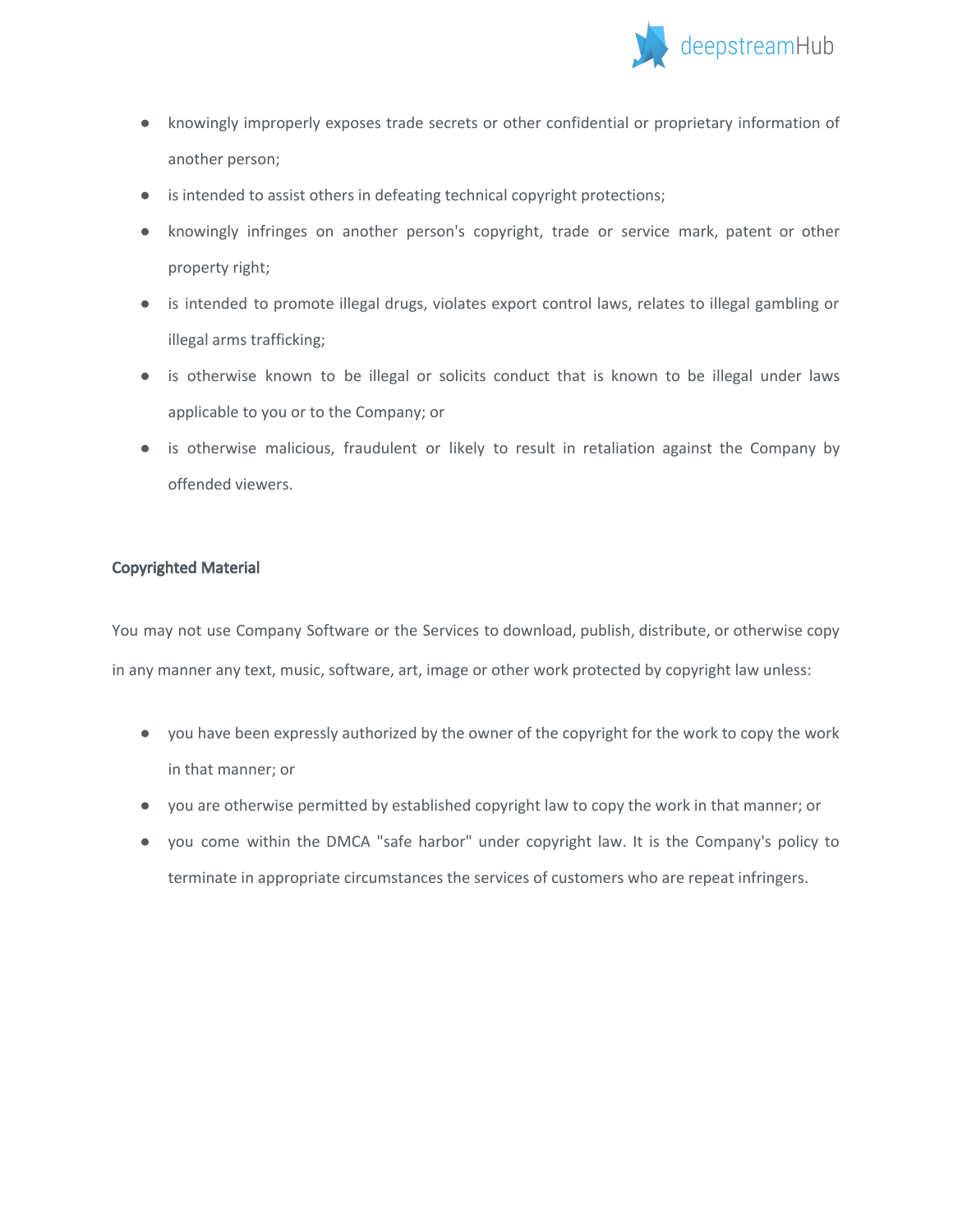- knowingly improperly exposes trade secrets or other confidential or proprietary information of another person;
- is intended to assist others in defeating technical copyright protections;
- knowingly infringes on another person's copyright, trade or service mark, patent or other property right;
- is intended to promote illegal drugs, violates export control laws, relates to illegal gambling or illegal arms trafficking;
- is otherwise known to be illegal or solicits conduct that is known to be illegal under laws applicable to you or to the Company; or
- is otherwise malicious, fraudulent or likely to result in retaliation against the Company by offended viewers.

**Copyrighted Material**

You may not use Company Software or the Services to download, publish, distribute, or otherwise copy in any manner any text, music, software, art, image or other work protected by copyright law unless:

- you have been expressly authorized by the owner of the copyright for the work to copy the work in that manner; or
- you are otherwise permitted by established copyright law to copy the work in that manner; or
- you come within the DMCA "safe harbor" under copyright law. It is the Company's policy to terminate in appropriate circumstances the services of customers who are repeat infringers.